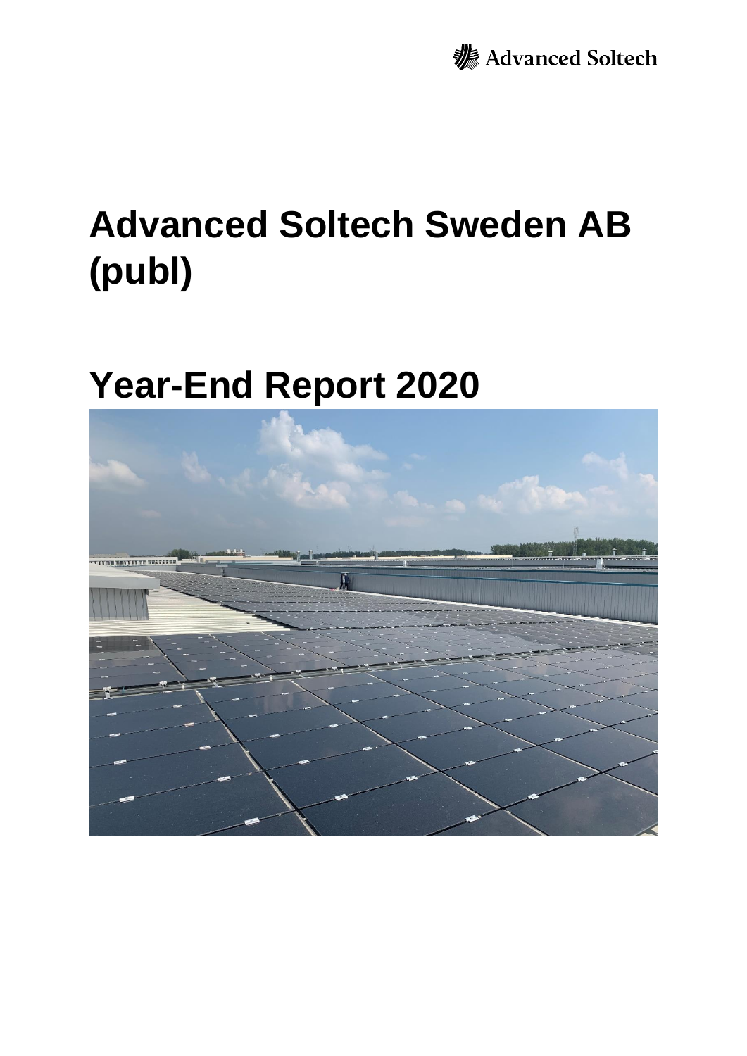Advanced Soltech

# Advanced Soltech Sweden AB (publ)

# Year-End Report 2020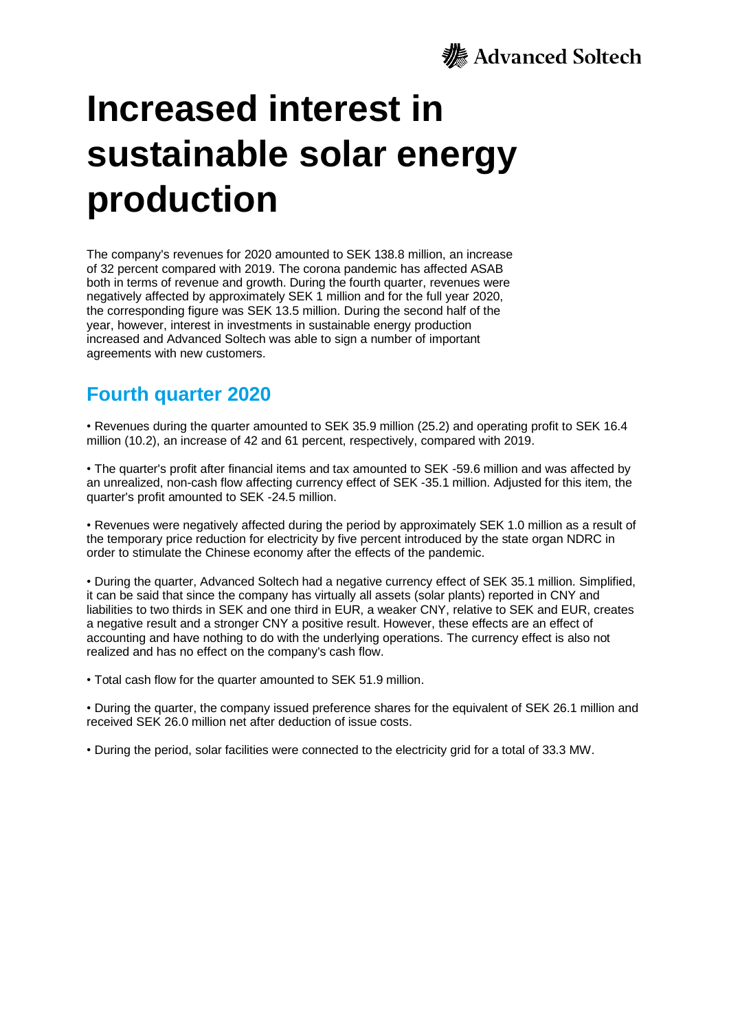# Increased interest in sustainable solar energy production

The company's revenues for 2020 amounted to SEK 138.8 million, an increase of 32 percent compared with 2019. The corona pandemic has affected ASAB both in terms of revenue and growth. During the fourth quarter, revenues were negatively affected by approximately SEK 1 million and for the full year 2020, the corresponding figure was SEK 13.5 million. During the second half of the year, however, interest in investments in sustainable energy production increased and Advanced Soltech was able to sign a number of important agreements with new customers.

## Fourth quarter 2020

- Revenues during the quarter amounted to SEK 35.9 million (25.2) and operating profit to SEK 16.4 million (10.2), an increase of 42 and 61 percent, respectively, compared with 2019.

- The quarter's profit after financial items and tax amounted to SEK -59.6 million and was affected by an unrealized, non-cash flow affecting currency effect of SEK -35.1 million. Adjusted for this item, the quarter's profit amounted to SEK -24.5 million.

- Revenues were negatively affected during the period by approximately SEK 1.0 million as a result of the temporary price reduction for electricity by five percent introduced by the state organ NDRC in order to stimulate the Chinese economy after the effects of the pandemic.

- During the quarter, Advanced Soltech had a negative currency effect of SEK 35.1 million. Simplified, it can be said that since the company has virtually all assets (solar plants) reported in CNY and liabilities to two thirds in SEK and one third in EUR, a weaker CNY, relative to SEK and EUR, creates a negative result and a stronger CNY a positive result. However, these effects are an effect of accounting and have nothing to do with the underlying operations. The currency effect is also not realized and has no effect on the company's cash flow.

- Total cash flow for the quarter amounted to SEK 51.9 million.

- During the quarter, the company issued preference shares for the equivalent of SEK 26.1 million and received SEK 26.0 million net after deduction of issue costs.

- During the period, solar facilities were connected to the electricity grid for a total of 33.3 MW.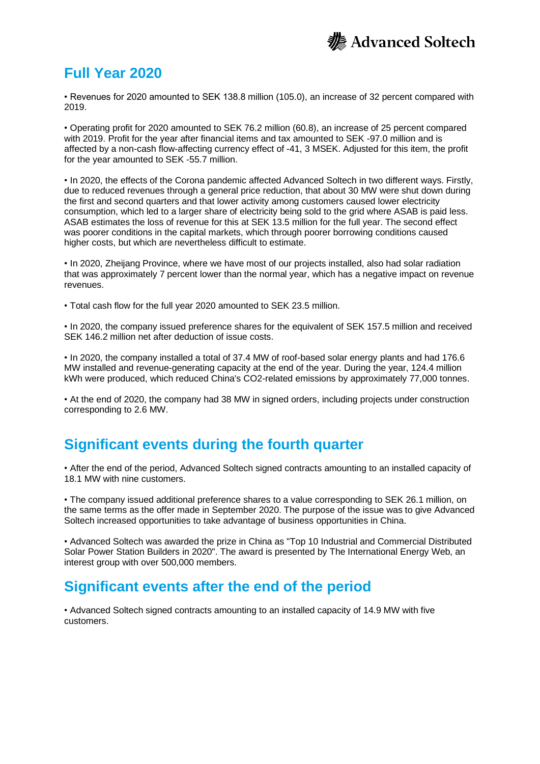# Full Year 2020

• Revenues for 2020 amounted to SEK 138.8 million (105.0), an increase of 32 percent compared with 2019.

• Operating profit for 2020 amounted to SEK 76.2 million (60.8), an increase of 25 percent compared with 2019. Profit for the year after financial items and tax amounted to SEK -97.0 million and is affected by a non-cash flow-affecting currency effect of -41, 3 MSEK. Adjusted for this item, the profit for the year amounted to SEK -55.7 million.

• In 2020, the effects of the Corona pandemic affected Advanced Soltech in two different ways. Firstly, due to reduced revenues through a general price reduction, that about 30 MW were shut down during the first and second quarters and that lower activity among customers caused lower electricity consumption, which led to a larger share of electricity being sold to the grid where ASAB is paid less. ASAB estimates the loss of revenue for this at SEK 13.5 million for the full year. The second effect was poorer conditions in the capital markets, which through poorer borrowing conditions caused higher costs, but which are nevertheless difficult to estimate.

• In 2020, Zheijang Province, where we have most of our projects installed, also had solar radiation that was approximately 7 percent lower than the normal year, which has a negative impact on revenue revenues.

• Total cash flow for the full year 2020 amounted to SEK 23.5 million.

• In 2020, the company issued preference shares for the equivalent of SEK 157.5 million and received SEK 146.2 million net after deduction of issue costs.

• In 2020, the company installed a total of 37.4 MW of roof-based solar energy plants and had 176.6 MW installed and revenue-generating capacity at the end of the year. During the year, 124.4 million kWh were produced, which reduced China's CO2-related emissions by approximately 77,000 tonnes.

• At the end of 2020, the company had 38 MW in signed orders, including projects under construction corresponding to 2.6 MW.

## Significant events during the fourth quarter

• After the end of the period, Advanced Soltech signed contracts amounting to an installed capacity of 18.1 MW with nine customers.

• The company issued additional preference shares to a value corresponding to SEK 26.1 million, on the same terms as the offer made in September 2020. The purpose of the issue was to give Advanced Soltech increased opportunities to take advantage of business opportunities in China.

• Advanced Soltech was awarded the prize in China as "Top 10 Industrial and Commercial Distributed Solar Power Station Builders in 2020". The award is presented by The International Energy Web, an interest group with over 500,000 members.

## Significant events after the end of the period

• Advanced Soltech signed contracts amounting to an installed capacity of 14.9 MW with five customers.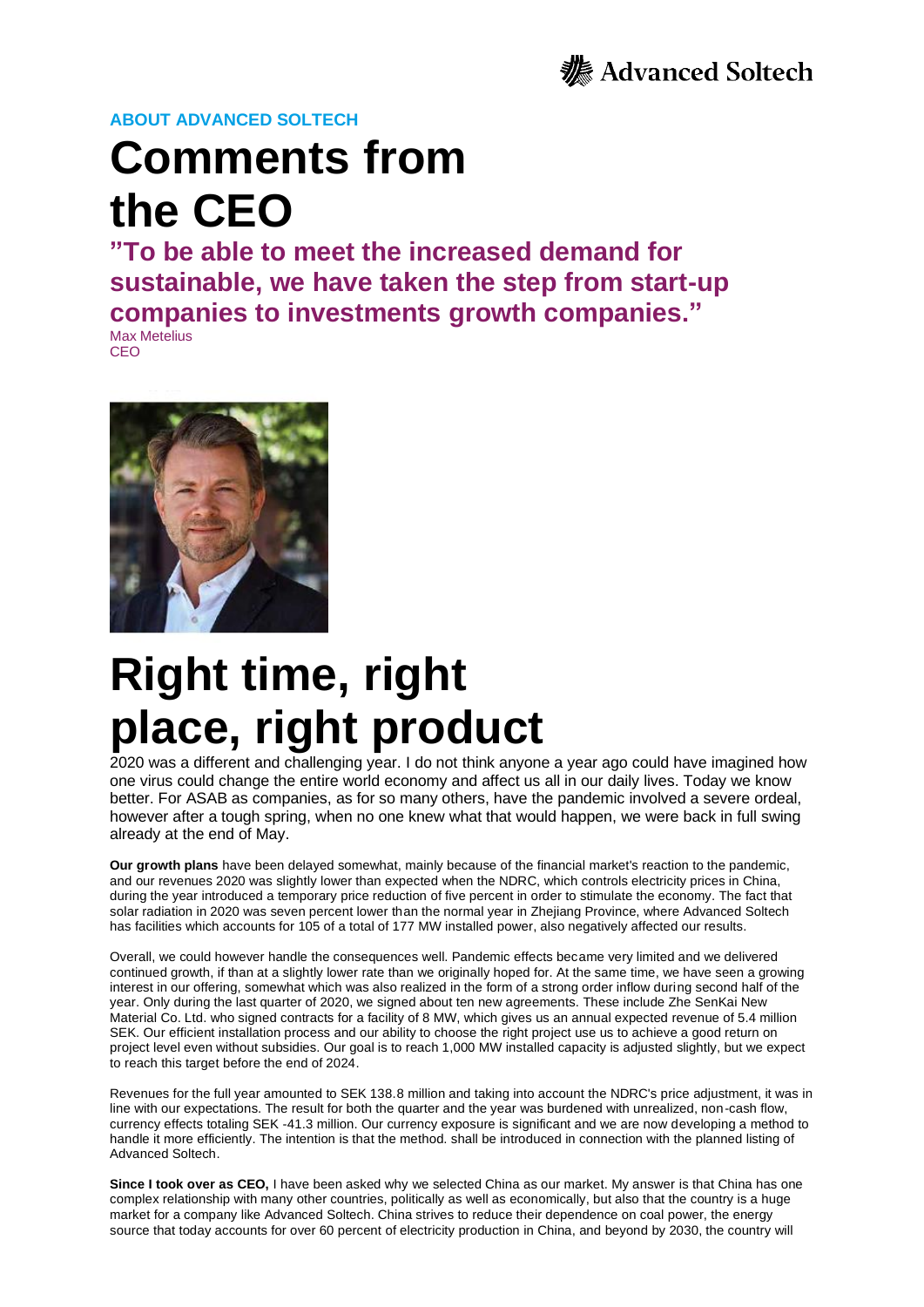ABOUT ADVANCED SOLTECH

# Comments from the CEO

**"To be able to meet the increased demand for sustainable, we have taken the step from start-up companies to investments growth companies."**

Max Metelius
CEO

# Right time, right place, right product

2020 was a different and challenging year. I do not think anyone a year ago could have imagined how one virus could change the entire world economy and affect us all in our daily lives. Today we know better. For ASAB as companies, as for so many others, have the pandemic involved a severe ordeal, however after a tough spring, when no one knew what that would happen, we were back in full swing already at the end of May.

**Our growth plans** have been delayed somewhat, mainly because of the financial market's reaction to the pandemic, and our revenues 2020 was slightly lower than expected when the NDRC, which controls electricity prices in China, during the year introduced a temporary price reduction of five percent in order to stimulate the economy. The fact that solar radiation in 2020 was seven percent lower than the normal year in Zhejiang Province, where Advanced Soltech has facilities which accounts for 105 of a total of 177 MW installed power, also negatively affected our results.

Overall, we could however handle the consequences well. Pandemic effects became very limited and we delivered continued growth, if than at a slightly lower rate than we originally hoped for. At the same time, we have seen a growing interest in our offering, somewhat which was also realized in the form of a strong order inflow during second half of the year. Only during the last quarter of 2020, we signed about ten new agreements. These include Zhe SenKai New Material Co. Ltd. who signed contracts for a facility of 8 MW, which gives us an annual expected revenue of 5.4 million SEK. Our efficient installation process and our ability to choose the right project use us to achieve a good return on project level even without subsidies. Our goal is to reach 1,000 MW installed capacity is adjusted slightly, but we expect to reach this target before the end of 2024.

Revenues for the full year amounted to SEK 138.8 million and taking into account the NDRC's price adjustment, it was in line with our expectations. The result for both the quarter and the year was burdened with unrealized, non-cash flow, currency effects totaling SEK -41.3 million. Our currency exposure is significant and we are now developing a method to handle it more efficiently. The intention is that the method. shall be introduced in connection with the planned listing of Advanced Soltech.

**Since I took over as CEO,** I have been asked why we selected China as our market. My answer is that China has one complex relationship with many other countries, politically as well as economically, but also that the country is a huge market for a company like Advanced Soltech. China strives to reduce their dependence on coal power, the energy source that today accounts for over 60 percent of electricity production in China, and beyond by 2030, the country will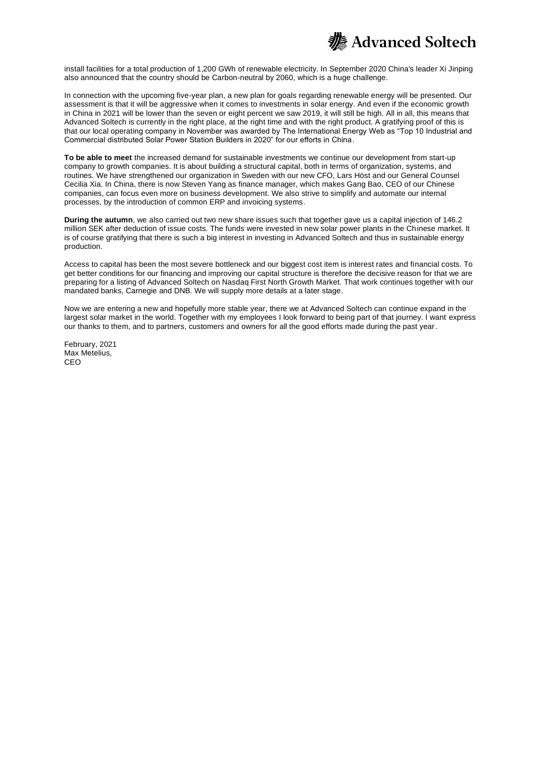install facilities for a total production of 1,200 GWh of renewable electricity. In September 2020 China's leader Xi Jinping also announced that the country should be Carbon-neutral by 2060, which is a huge challenge.

In connection with the upcoming five-year plan, a new plan for goals regarding renewable energy will be presented. Our assessment is that it will be aggressive when it comes to investments in solar energy. And even if the economic growth in China in 2021 will be lower than the seven or eight percent we saw 2019, it will still be high. All in all, this means that Advanced Soltech is currently in the right place, at the right time and with the right product. A gratifying proof of this is that our local operating company in November was awarded by The International Energy Web as "Top 10 Industrial and Commercial distributed Solar Power Station Builders in 2020" for our efforts in China.

**To be able to meet** the increased demand for sustainable investments we continue our development from start-up company to growth companies. It is about building a structural capital, both in terms of organization, systems, and routines. We have strengthened our organization in Sweden with our new CFO, Lars Höst and our General Counsel Cecilia Xia. In China, there is now Steven Yang as finance manager, which makes Gang Bao, CEO of our Chinese companies, can focus even more on business development. We also strive to simplify and automate our internal processes, by the introduction of common ERP and invoicing systems.

**During the autumn**, we also carried out two new share issues such that together gave us a capital injection of 146.2 million SEK after deduction of issue costs. The funds were invested in new solar power plants in the Chinese market. It is of course gratifying that there is such a big interest in investing in Advanced Soltech and thus in sustainable energy production.

Access to capital has been the most severe bottleneck and our biggest cost item is interest rates and financial costs. To get better conditions for our financing and improving our capital structure is therefore the decisive reason for that we are preparing for a listing of Advanced Soltech on Nasdaq First North Growth Market. That work continues together with our mandated banks, Carnegie and DNB. We will supply more details at a later stage.

Now we are entering a new and hopefully more stable year, there we at Advanced Soltech can continue expand in the largest solar market in the world. Together with my employees I look forward to being part of that journey. I want express our thanks to them, and to partners, customers and owners for all the good efforts made during the past year.

February, 2021
Max Metelius,
CEO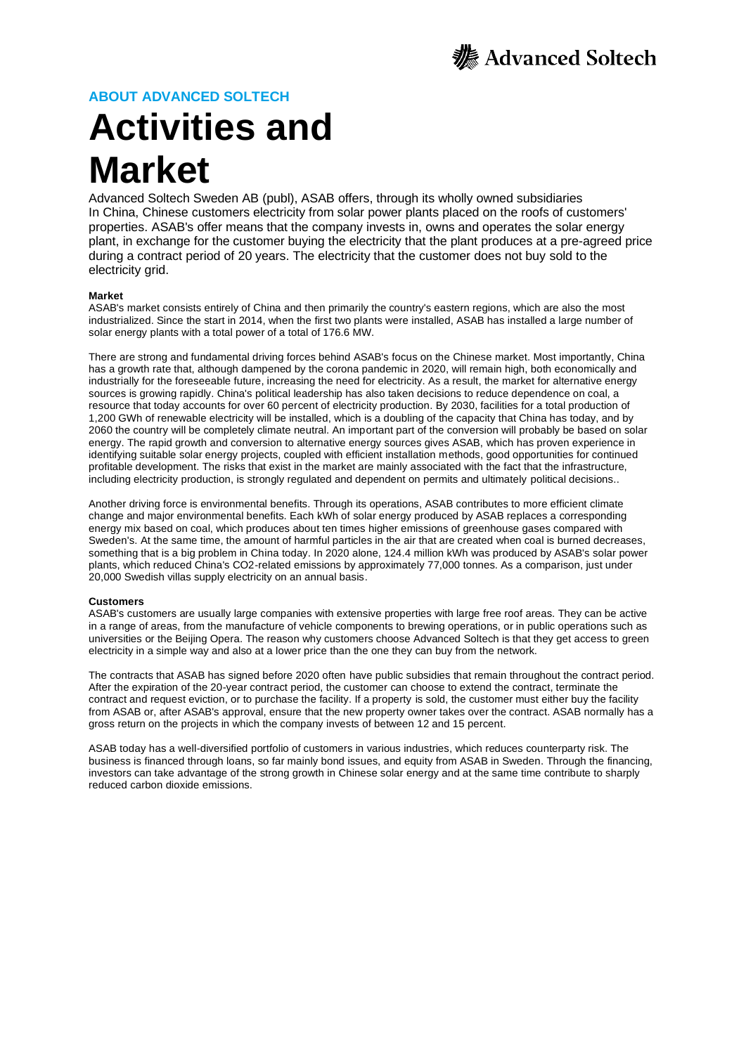## ABOUT ADVANCED SOLTECH

# Activities and Market

Advanced Soltech Sweden AB (publ), ASAB offers, through its wholly owned subsidiaries In China, Chinese customers electricity from solar power plants placed on the roofs of customers' properties. ASAB's offer means that the company invests in, owns and operates the solar energy plant, in exchange for the customer buying the electricity that the plant produces at a pre-agreed price during a contract period of 20 years. The electricity that the customer does not buy sold to the electricity grid.

**Market**

ASAB's market consists entirely of China and then primarily the country's eastern regions, which are also the most industrialized. Since the start in 2014, when the first two plants were installed, ASAB has installed a large number of solar energy plants with a total power of a total of 176.6 MW.

There are strong and fundamental driving forces behind ASAB's focus on the Chinese market. Most importantly, China has a growth rate that, although dampened by the corona pandemic in 2020, will remain high, both economically and industrially for the foreseeable future, increasing the need for electricity. As a result, the market for alternative energy sources is growing rapidly. China's political leadership has also taken decisions to reduce dependence on coal, a resource that today accounts for over 60 percent of electricity production. By 2030, facilities for a total production of 1,200 GWh of renewable electricity will be installed, which is a doubling of the capacity that China has today, and by 2060 the country will be completely climate neutral. An important part of the conversion will probably be based on solar energy. The rapid growth and conversion to alternative energy sources gives ASAB, which has proven experience in identifying suitable solar energy projects, coupled with efficient installation methods, good opportunities for continued profitable development. The risks that exist in the market are mainly associated with the fact that the infrastructure, including electricity production, is strongly regulated and dependent on permits and ultimately political decisions..

Another driving force is environmental benefits. Through its operations, ASAB contributes to more efficient climate change and major environmental benefits. Each kWh of solar energy produced by ASAB replaces a corresponding energy mix based on coal, which produces about ten times higher emissions of greenhouse gases compared with Sweden's. At the same time, the amount of harmful particles in the air that are created when coal is burned decreases, something that is a big problem in China today. In 2020 alone, 124.4 million kWh was produced by ASAB's solar power plants, which reduced China's $CO_2$-related emissions by approximately 77,000 tonnes. As a comparison, just under 20,000 Swedish villas supply electricity on an annual basis.

**Customers**

ASAB's customers are usually large companies with extensive properties with large free roof areas. They can be active in a range of areas, from the manufacture of vehicle components to brewing operations, or in public operations such as universities or the Beijing Opera. The reason why customers choose Advanced Soltech is that they get access to green electricity in a simple way and also at a lower price than the one they can buy from the network.

The contracts that ASAB has signed before 2020 often have public subsidies that remain throughout the contract period. After the expiration of the 20-year contract period, the customer can choose to extend the contract, terminate the contract and request eviction, or to purchase the facility. If a property is sold, the customer must either buy the facility from ASAB or, after ASAB's approval, ensure that the new property owner takes over the contract. ASAB normally has a gross return on the projects in which the company invests of between 12 and 15 percent.

ASAB today has a well-diversified portfolio of customers in various industries, which reduces counterparty risk. The business is financed through loans, so far mainly bond issues, and equity from ASAB in Sweden. Through the financing, investors can take advantage of the strong growth in Chinese solar energy and at the same time contribute to sharply reduced carbon dioxide emissions.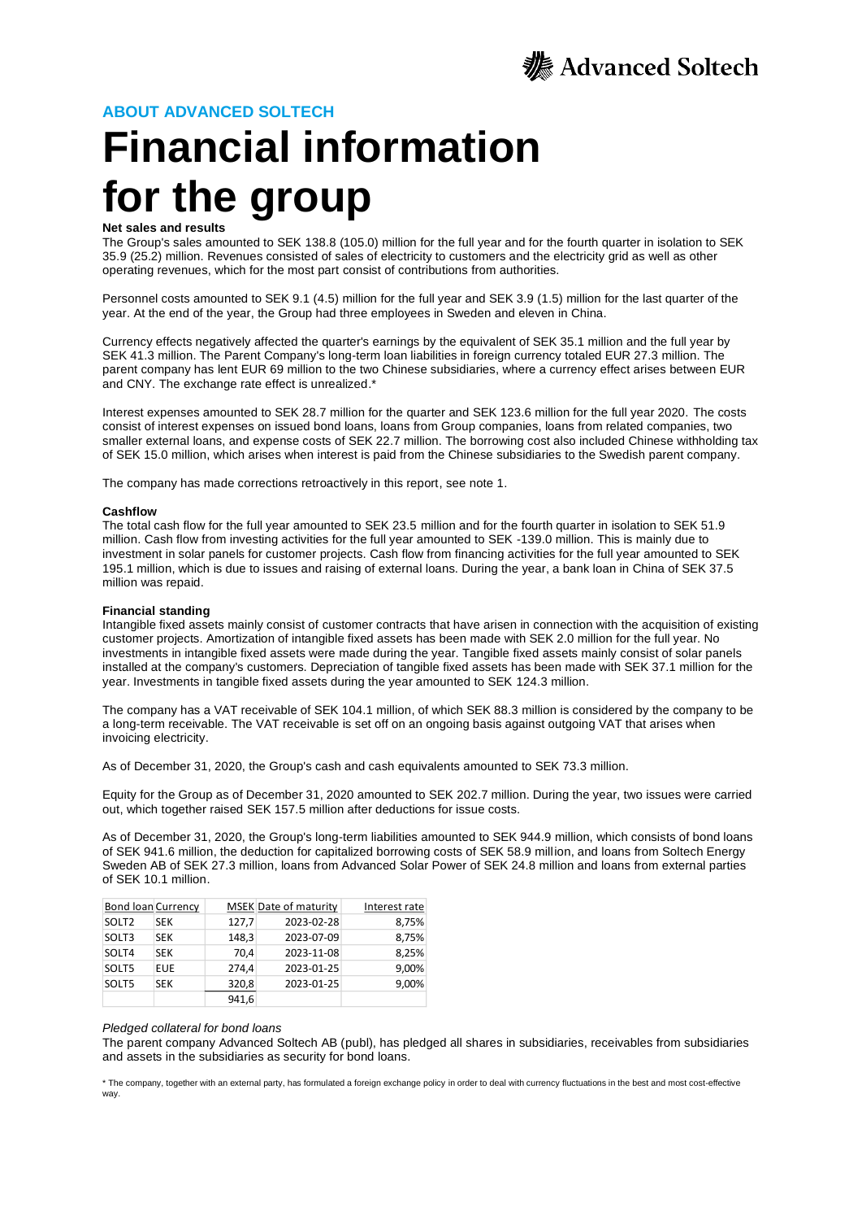ABOUT ADVANCED SOLTECH

# Financial information for the group

**Net sales and results**

The Group's sales amounted to SEK 138.8 (105.0) million for the full year and for the fourth quarter in isolation to SEK 35.9 (25.2) million. Revenues consisted of sales of electricity to customers and the electricity grid as well as other operating revenues, which for the most part consist of contributions from authorities.

Personnel costs amounted to SEK 9.1 (4.5) million for the full year and SEK 3.9 (1.5) million for the last quarter of the year. At the end of the year, the Group had three employees in Sweden and eleven in China.

Currency effects negatively affected the quarter's earnings by the equivalent of SEK 35.1 million and the full year by SEK 41.3 million. The Parent Company's long-term loan liabilities in foreign currency totaled EUR 27.3 million. The parent company has lent EUR 69 million to the two Chinese subsidiaries, where a currency effect arises between EUR and CNY. The exchange rate effect is unrealized.*

Interest expenses amounted to SEK 28.7 million for the quarter and SEK 123.6 million for the full year 2020. The costs consist of interest expenses on issued bond loans, loans from Group companies, loans from related companies, two smaller external loans, and expense costs of SEK 22.7 million. The borrowing cost also included Chinese withholding tax of SEK 15.0 million, which arises when interest is paid from the Chinese subsidiaries to the Swedish parent company.

The company has made corrections retroactively in this report, see note 1.

**Cashflow**

The total cash flow for the full year amounted to SEK 23.5 million and for the fourth quarter in isolation to SEK 51.9 million. Cash flow from investing activities for the full year amounted to SEK -139.0 million. This is mainly due to investment in solar panels for customer projects. Cash flow from financing activities for the full year amounted to SEK 195.1 million, which is due to issues and raising of external loans. During the year, a bank loan in China of SEK 37.5 million was repaid.

**Financial standing**

Intangible fixed assets mainly consist of customer contracts that have arisen in connection with the acquisition of existing customer projects. Amortization of intangible fixed assets has been made with SEK 2.0 million for the full year. No investments in intangible fixed assets were made during the year. Tangible fixed assets mainly consist of solar panels installed at the company's customers. Depreciation of tangible fixed assets has been made with SEK 37.1 million for the year. Investments in tangible fixed assets during the year amounted to SEK 124.3 million.

The company has a VAT receivable of SEK 104.1 million, of which SEK 88.3 million is considered by the company to be a long-term receivable. The VAT receivable is set off on an ongoing basis against outgoing VAT that arises when invoicing electricity.

As of December 31, 2020, the Group's cash and cash equivalents amounted to SEK 73.3 million.

Equity for the Group as of December 31, 2020 amounted to SEK 202.7 million. During the year, two issues were carried out, which together raised SEK 157.5 million after deductions for issue costs.

As of December 31, 2020, the Group's long-term liabilities amounted to SEK 944.9 million, which consists of bond loans of SEK 941.6 million, the deduction for capitalized borrowing costs of SEK 58.9 million, and loans from Soltech Energy Sweden AB of SEK 27.3 million, loans from Advanced Solar Power of SEK 24.8 million and loans from external parties of SEK 10.1 million.

| Bond loan | Currency | MSEK | Date of maturity | Interest rate |
|---|---|---|---|---|
| SOLT2 | SEK | 127,7 | 2023-02-28 | 8,75% |
| SOLT3 | SEK | 148,3 | 2023-07-09 | 8,75% |
| SOLT4 | SEK | 70,4 | 2023-11-08 | 8,25% |
| SOLT5 | EUE | 274,4 | 2023-01-25 | 9,00% |
| SOLT5 | SEK | 320,8 | 2023-01-25 | 9,00% |
| | | 941,6 | | |

*Pledged collateral for bond loans*

The parent company Advanced Soltech AB (publ), has pledged all shares in subsidiaries, receivables from subsidiaries and assets in the subsidiaries as security for bond loans.

* The company, together with an external party, has formulated a foreign exchange policy in order to deal with currency fluctuations in the best and most cost-effective way.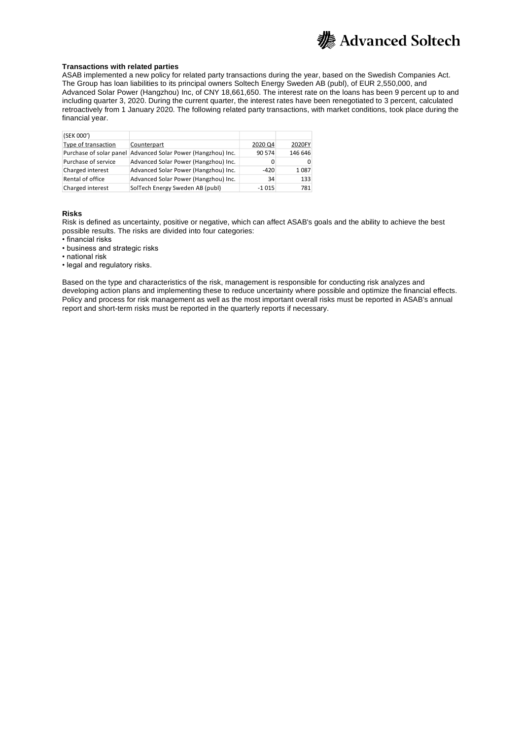### Transactions with related parties

ASAB implemented a new policy for related party transactions during the year, based on the Swedish Companies Act. The Group has loan liabilities to its principal owners Soltech Energy Sweden AB (publ), of EUR 2,550,000, and Advanced Solar Power (Hangzhou) Inc, of CNY 18,661,650. The interest rate on the loans has been 9 percent up to and including quarter 3, 2020. During the current quarter, the interest rates have been renegotiated to 3 percent, calculated retroactively from 1 January 2020. The following related party transactions, with market conditions, took place during the financial year.

| (SEK 000') | | | |
|---|---|---|---|
| Type of transaction | Counterpart | 2020 Q4 | 2020FY |
| Purchase of solar panel | Advanced Solar Power (Hangzhou) Inc. | 90 574 | 146 646 |
| Purchase of service | Advanced Solar Power (Hangzhou) Inc. | 0 | 0 |
| Charged interest | Advanced Solar Power (Hangzhou) Inc. | -420 | 1 087 |
| Rental of office | Advanced Solar Power (Hangzhou) Inc. | 34 | 133 |
| Charged interest | SolTech Energy Sweden AB (publ) | -1 015 | 781 |

### Risks

Risk is defined as uncertainty, positive or negative, which can affect ASAB's goals and the ability to achieve the best possible results. The risks are divided into four categories:

- financial risks
- business and strategic risks
- national risk
- legal and regulatory risks.

Based on the type and characteristics of the risk, management is responsible for conducting risk analyzes and developing action plans and implementing these to reduce uncertainty where possible and optimize the financial effects. Policy and process for risk management as well as the most important overall risks must be reported in ASAB's annual report and short-term risks must be reported in the quarterly reports if necessary.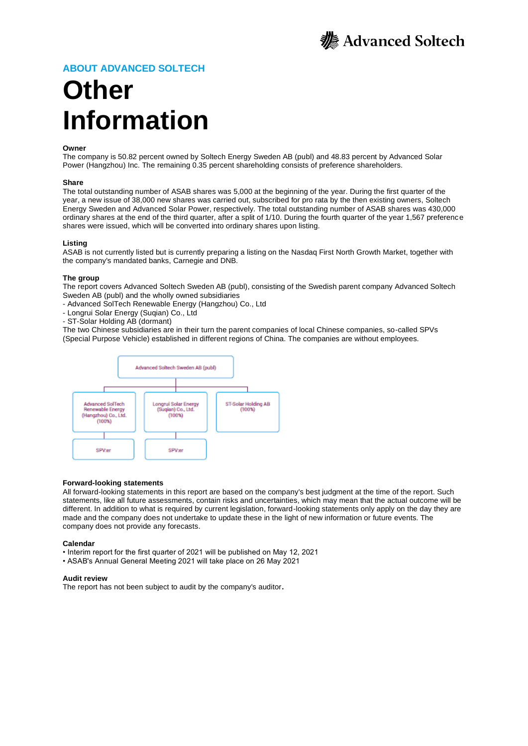## ABOUT ADVANCED SOLTECH

# Other Information

**Owner**
The company is 50.82 percent owned by Soltech Energy Sweden AB (publ) and 48.83 percent by Advanced Solar Power (Hangzhou) Inc. The remaining 0.35 percent shareholding consists of preference shareholders.

**Share**
The total outstanding number of ASAB shares was 5,000 at the beginning of the year. During the first quarter of the year, a new issue of 38,000 new shares was carried out, subscribed for pro rata by the then existing owners, Soltech Energy Sweden and Advanced Solar Power, respectively. The total outstanding number of ASAB shares was 430,000 ordinary shares at the end of the third quarter, after a split of 1/10. During the fourth quarter of the year 1,567 preference shares were issued, which will be converted into ordinary shares upon listing.

**Listing**
ASAB is not currently listed but is currently preparing a listing on the Nasdaq First North Growth Market, together with the company's mandated banks, Carnegie and DNB.

**The group**
The report covers Advanced Soltech Sweden AB (publ), consisting of the Swedish parent company Advanced Soltech Sweden AB (publ) and the wholly owned subsidiaries
- Advanced SolTech Renewable Energy (Hangzhou) Co., Ltd
- Longrui Solar Energy (Suqian) Co., Ltd
- ST-Solar Holding AB (dormant)

The two Chinese subsidiaries are in their turn the parent companies of local Chinese companies, so-called SPVs (Special Purpose Vehicle) established in different regions of China. The companies are without employees.

Advanced Soltech Sweden AB (publ)
- Advanced SolTech Renewable Energy (Hangzhou) Co., Ltd. (100%)
  - SPV:er
- Longrui Solar Energy (Suqian) Co., Ltd. (100%)
  - SPV:er
- ST-Solar Holding AB (100%)

**Forward-looking statements**
All forward-looking statements in this report are based on the company's best judgment at the time of the report. Such statements, like all future assessments, contain risks and uncertainties, which may mean that the actual outcome will be different. In addition to what is required by current legislation, forward-looking statements only apply on the day they are made and the company does not undertake to update these in the light of new information or future events. The company does not provide any forecasts.

**Calendar**
- Interim report for the first quarter of 2021 will be published on May 12, 2021
- ASAB's Annual General Meeting 2021 will take place on 26 May 2021

**Audit review**
The report has not been subject to audit by the company's auditor.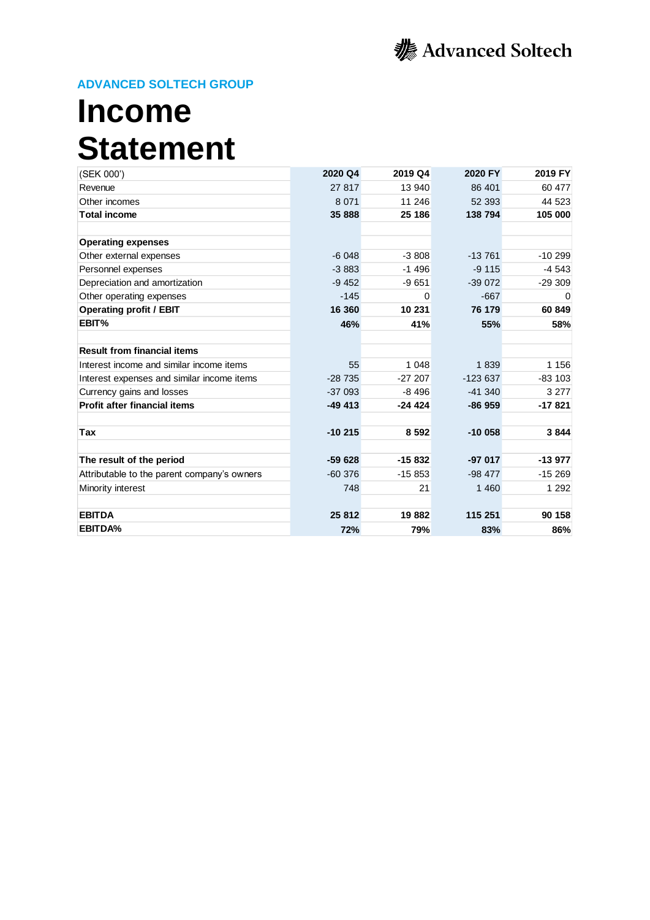## ADVANCED SOLTECH GROUP

# Income Statement

| (SEK 000') | 2020 Q4 | 2019 Q4 | 2020 FY | 2019 FY |
|---|---|---|---|---|
| Revenue | 27 817 | 13 940 | 86 401 | 60 477 |
| Other incomes | 8 071 | 11 246 | 52 393 | 44 523 |
| **Total income** | **35 888** | **25 186** | **138 794** | **105 000** |
| | | | | |
| **Operating expenses** | | | | |
| Other external expenses | -6 048 | -3 808 | -13 761 | -10 299 |
| Personnel expenses | -3 883 | -1 496 | -9 115 | -4 543 |
| Depreciation and amortization | -9 452 | -9 651 | -39 072 | -29 309 |
| Other operating expenses | -145 | 0 | -667 | 0 |
| **Operating profit / EBIT** | **16 360** | **10 231** | **76 179** | **60 849** |
| **EBIT%** | **46%** | **41%** | **55%** | **58%** |
| | | | | |
| **Result from financial items** | | | | |
| Interest income and similar income items | 55 | 1 048 | 1 839 | 1 156 |
| Interest expenses and similar income items | -28 735 | -27 207 | -123 637 | -83 103 |
| Currency gains and losses | -37 093 | -8 496 | -41 340 | 3 277 |
| **Profit after financial items** | **-49 413** | **-24 424** | **-86 959** | **-17 821** |
| | | | | |
| **Tax** | **-10 215** | **8 592** | **-10 058** | **3 844** |
| | | | | |
| **The result of the period** | **-59 628** | **-15 832** | **-97 017** | **-13 977** |
| Attributable to the parent company's owners | -60 376 | -15 853 | -98 477 | -15 269 |
| Minority interest | 748 | 21 | 1 460 | 1 292 |
| | | | | |
| **EBITDA** | **25 812** | **19 882** | **115 251** | **90 158** |
| **EBITDA%** | **72%** | **79%** | **83%** | **86%** |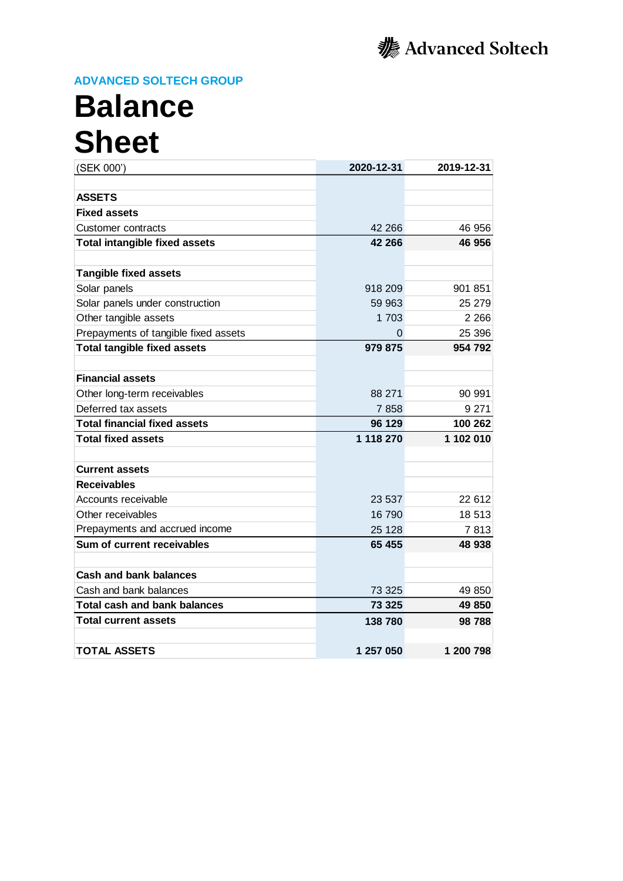Advanced Soltech

**ADVANCED SOLTECH GROUP**

# Balance Sheet

| (SEK 000') | 2020-12-31 | 2019-12-31 |
|---|---|---|
| | | |
| **ASSETS** | | |
| **Fixed assets** | | |
| Customer contracts | 42 266 | 46 956 |
| **Total intangible fixed assets** | **42 266** | **46 956** |
| | | |
| **Tangible fixed assets** | | |
| Solar panels | 918 209 | 901 851 |
| Solar panels under construction | 59 963 | 25 279 |
| Other tangible assets | 1 703 | 2 266 |
| Prepayments of tangible fixed assets | 0 | 25 396 |
| **Total tangible fixed assets** | **979 875** | **954 792** |
| | | |
| **Financial assets** | | |
| Other long-term receivables | 88 271 | 90 991 |
| Deferred tax assets | 7 858 | 9 271 |
| **Total financial fixed assets** | **96 129** | **100 262** |
| **Total fixed assets** | **1 118 270** | **1 102 010** |
| | | |
| **Current assets** | | |
| **Receivables** | | |
| Accounts receivable | 23 537 | 22 612 |
| Other receivables | 16 790 | 18 513 |
| Prepayments and accrued income | 25 128 | 7 813 |
| **Sum of current receivables** | **65 455** | **48 938** |
| | | |
| **Cash and bank balances** | | |
| Cash and bank balances | 73 325 | 49 850 |
| **Total cash and bank balances** | **73 325** | **49 850** |
| **Total current assets** | **138 780** | **98 788** |
| | | |
| **TOTAL ASSETS** | **1 257 050** | **1 200 798** |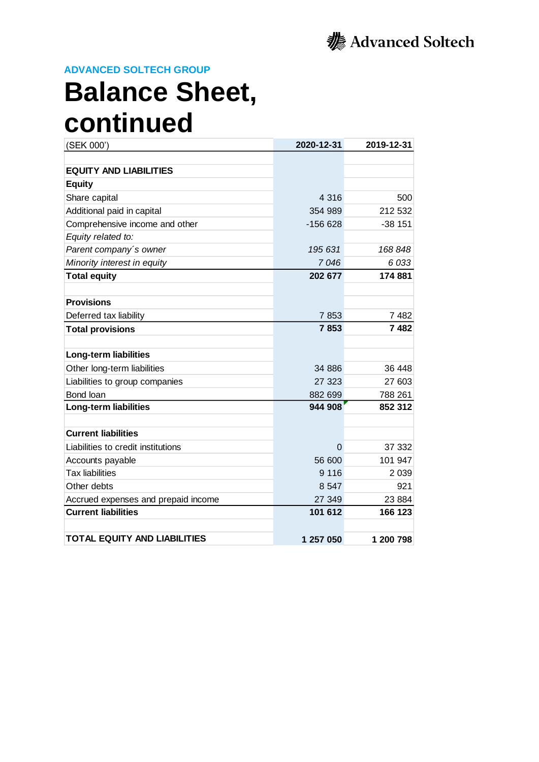ADVANCED SOLTECH GROUP

# Balance Sheet, continued

| (SEK 000') | 2020-12-31 | 2019-12-31 |
|---|---|---|
| | | |
| **EQUITY AND LIABILITIES** | | |
| **Equity** | | |
| Share capital | 4 316 | 500 |
| Additional paid in capital | 354 989 | 212 532 |
| Comprehensive income and other | -156 628 | -38 151 |
| *Equity related to:* | | |
| *Parent company´s owner* | *195 631* | *168 848* |
| *Minority interest in equity* | *7 046* | *6 033* |
| **Total equity** | **202 677** | **174 881** |
| | | |
| **Provisions** | | |
| Deferred tax liability | 7 853 | 7 482 |
| **Total provisions** | **7 853** | **7 482** |
| | | |
| **Long-term liabilities** | | |
| Other long-term liabilities | 34 886 | 36 448 |
| Liabilities to group companies | 27 323 | 27 603 |
| Bond loan | 882 699 | 788 261 |
| **Long-term liabilities** | **944 908** | **852 312** |
| | | |
| **Current liabilities** | | |
| Liabilities to credit institutions | 0 | 37 332 |
| Accounts payable | 56 600 | 101 947 |
| Tax liabilities | 9 116 | 2 039 |
| Other debts | 8 547 | 921 |
| Accrued expenses and prepaid income | 27 349 | 23 884 |
| **Current liabilities** | **101 612** | **166 123** |
| | | |
| **TOTAL EQUITY AND LIABILITIES** | **1 257 050** | **1 200 798** |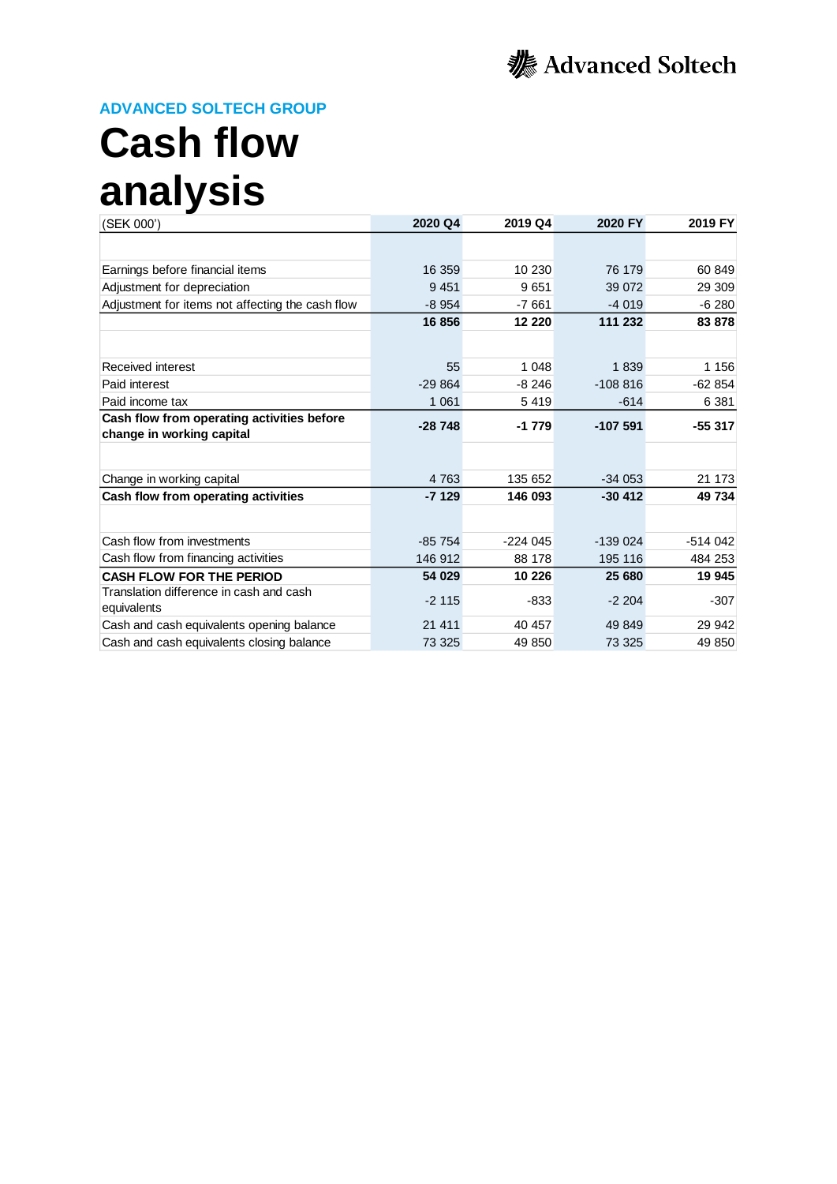ADVANCED SOLTECH GROUP

# Cash flow analysis

| (SEK 000') | 2020 Q4 | 2019 Q4 | 2020 FY | 2019 FY |
|---|---|---|---|---|
| | | | | |
| Earnings before financial items | 16 359 | 10 230 | 76 179 | 60 849 |
| Adjustment for depreciation | 9 451 | 9 651 | 39 072 | 29 309 |
| Adjustment for items not affecting the cash flow | -8 954 | -7 661 | -4 019 | -6 280 |
| | **16 856** | **12 220** | **111 232** | **83 878** |
| | | | | |
| Received interest | 55 | 1 048 | 1 839 | 1 156 |
| Paid interest | -29 864 | -8 246 | -108 816 | -62 854 |
| Paid income tax | 1 061 | 5 419 | -614 | 6 381 |
| **Cash flow from operating activities before change in working capital** | **-28 748** | **-1 779** | **-107 591** | **-55 317** |
| | | | | |
| Change in working capital | 4 763 | 135 652 | -34 053 | 21 173 |
| **Cash flow from operating activities** | **-7 129** | **146 093** | **-30 412** | **49 734** |
| | | | | |
| Cash flow from investments | -85 754 | -224 045 | -139 024 | -514 042 |
| Cash flow from financing activities | 146 912 | 88 178 | 195 116 | 484 253 |
| **CASH FLOW FOR THE PERIOD** | **54 029** | **10 226** | **25 680** | **19 945** |
| Translation difference in cash and cash equivalents | -2 115 | -833 | -2 204 | -307 |
| Cash and cash equivalents opening balance | 21 411 | 40 457 | 49 849 | 29 942 |
| Cash and cash equivalents closing balance | 73 325 | 49 850 | 73 325 | 49 850 |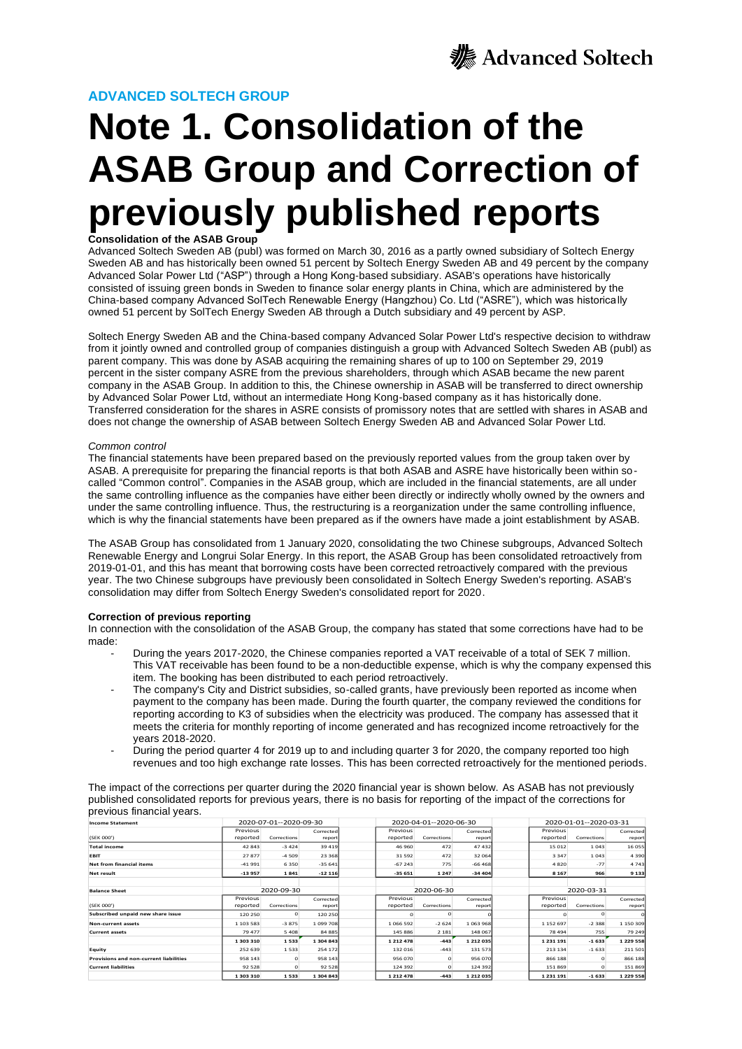## ADVANCED SOLTECH GROUP

# Note 1. Consolidation of the ASAB Group and Correction of previously published reports

**Consolidation of the ASAB Group**

Advanced Soltech Sweden AB (publ) was formed on March 30, 2016 as a partly owned subsidiary of Soltech Energy Sweden AB and has historically been owned 51 percent by Soltech Energy Sweden AB and 49 percent by the company Advanced Solar Power Ltd ("ASP") through a Hong Kong-based subsidiary. ASAB's operations have historically consisted of issuing green bonds in Sweden to finance solar energy plants in China, which are administered by the China-based company Advanced SolTech Renewable Energy (Hangzhou) Co. Ltd ("ASRE"), which was historically owned 51 percent by SolTech Energy Sweden AB through a Dutch subsidiary and 49 percent by ASP.

Soltech Energy Sweden AB and the China-based company Advanced Solar Power Ltd's respective decision to withdraw from it jointly owned and controlled group of companies distinguish a group with Advanced Soltech Sweden AB (publ) as parent company. This was done by ASAB acquiring the remaining shares of up to 100 on September 29, 2019 percent in the sister company ASRE from the previous shareholders, through which ASAB became the new parent company in the ASAB Group. In addition to this, the Chinese ownership in ASAB will be transferred to direct ownership by Advanced Solar Power Ltd, without an intermediate Hong Kong-based company as it has historically done. Transferred consideration for the shares in ASRE consists of promissory notes that are settled with shares in ASAB and does not change the ownership of ASAB between Soltech Energy Sweden AB and Advanced Solar Power Ltd.

*Common control*

The financial statements have been prepared based on the previously reported values from the group taken over by ASAB. A prerequisite for preparing the financial reports is that both ASAB and ASRE have historically been within so-called "Common control". Companies in the ASAB group, which are included in the financial statements, are all under the same controlling influence as the companies have either been directly or indirectly wholly owned by the owners and under the same controlling influence. Thus, the restructuring is a reorganization under the same controlling influence, which is why the financial statements have been prepared as if the owners have made a joint establishment by ASAB.

The ASAB Group has consolidated from 1 January 2020, consolidating the two Chinese subgroups, Advanced Soltech Renewable Energy and Longrui Solar Energy. In this report, the ASAB Group has been consolidated retroactively from 2019-01-01, and this has meant that borrowing costs have been corrected retroactively compared with the previous year. The two Chinese subgroups have previously been consolidated in Soltech Energy Sweden's reporting. ASAB's consolidation may differ from Soltech Energy Sweden's consolidated report for 2020.

**Correction of previous reporting**

In connection with the consolidation of the ASAB Group, the company has stated that some corrections have had to be made:

- During the years 2017-2020, the Chinese companies reported a VAT receivable of a total of SEK 7 million. This VAT receivable has been found to be a non-deductible expense, which is why the company expensed this item. The booking has been distributed to each period retroactively.
- The company's City and District subsidies, so-called grants, have previously been reported as income when payment to the company has been made. During the fourth quarter, the company reviewed the conditions for reporting according to K3 of subsidies when the electricity was produced. The company has assessed that it meets the criteria for monthly reporting of income generated and has recognized income retroactively for the years 2018-2020.
- During the period quarter 4 for 2019 up to and including quarter 3 for 2020, the company reported too high revenues and too high exchange rate losses. This has been corrected retroactively for the mentioned periods.

The impact of the corrections per quarter during the 2020 financial year is shown below. As ASAB has not previously published consolidated reports for previous years, there is no basis for reporting of the impact of the corrections for previous financial years.

| Income Statement | 2020-07-01--2020-09-30 | | | 2020-04-01--2020-06-30 | | | 2020-01-01--2020-03-31 | | |
|---|---|---|---|---|---|---|---|---|---|
| (SEK 000') | Previous reported | Corrections | Corrected report | Previous reported | Corrections | Corrected report | Previous reported | Corrections | Corrected report |
| **Total income** | 42 843 | -3 424 | 39 419 | 46 960 | 472 | 47 432 | 15 012 | 1 043 | 16 055 |
| **EBIT** | 27 877 | -4 509 | 23 368 | 31 592 | 472 | 32 064 | 3 347 | 1 043 | 4 390 |
| **Net from financial items** | -41 991 | 6 350 | -35 641 | -67 243 | 775 | -66 468 | 4 820 | -77 | 4 743 |
| **Net result** | **-13 957** | **1 841** | **-12 116** | **-35 651** | **1 247** | **-34 404** | **8 167** | **966** | **9 133** |

| Balance Sheet | 2020-09-30 | | | 2020-06-30 | | | 2020-03-31 | | |
|---|---|---|---|---|---|---|---|---|---|
| (SEK 000') | Previous reported | Corrections | Corrected report | Previous reported | Corrections | Corrected report | Previous reported | Corrections | Corrected report |
| **Subscribed unpaid new share issue** | 120 250 | 0 | 120 250 | 0 | 0 | 0 | 0 | 0 | 0 |
| **Non-current assets** | 1 103 583 | -3 875 | 1 099 708 | 1 066 592 | -2 624 | 1 063 968 | 1 152 697 | -2 388 | 1 150 309 |
| **Current assets** | 79 477 | 5 408 | 84 885 | 145 886 | 2 181 | 148 067 | 78 494 | 755 | 79 249 |
| | **1 303 310** | **1 533** | **1 304 843** | **1 212 478** | **-443** | **1 212 035** | **1 231 191** | **-1 633** | **1 229 558** |
| **Equity** | 252 639 | 1 533 | 254 172 | 132 016 | -443 | 131 573 | 213 134 | -1 633 | 211 501 |
| **Provisions and non-current liabilities** | 958 143 | 0 | 958 143 | 956 070 | 0 | 956 070 | 866 188 | 0 | 866 188 |
| **Current liabilities** | 92 528 | 0 | 92 528 | 124 392 | 0 | 124 392 | 151 869 | 0 | 151 869 |
| | **1 303 310** | **1 533** | **1 304 843** | **1 212 478** | **-443** | **1 212 035** | **1 231 191** | **-1 633** | **1 229 558** |